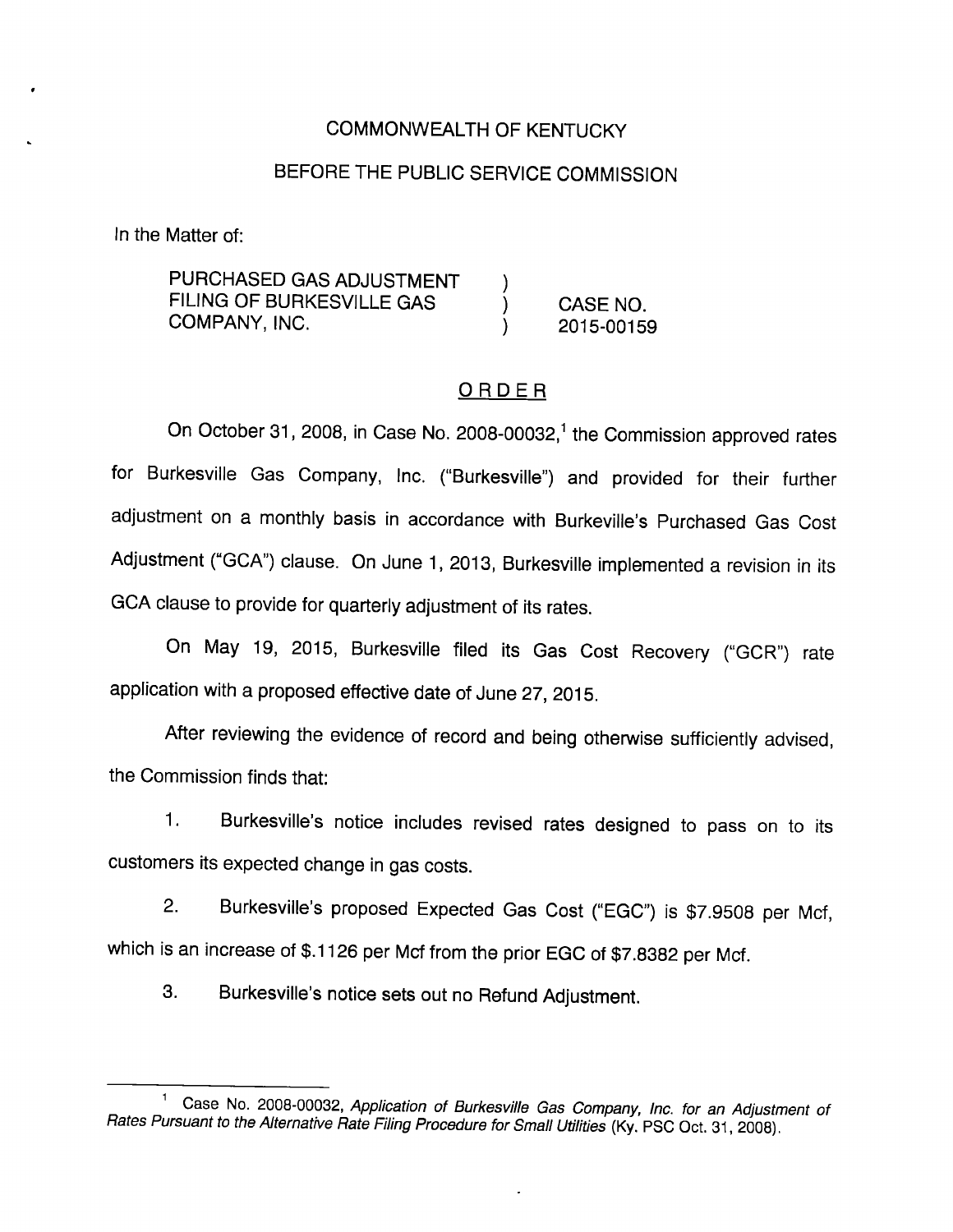COMMONWEALTH OF KENTUCKY

BEFORE THE PUBLIC SERVICE COMMISSION

In the Matter of:

| | | |
|---|---|---|
| PURCHASED GAS ADJUSTMENT FILING OF BURKESVILLE GAS COMPANY, INC. | ) ) ) | CASE NO. 2015-00159 |

## ORDER

On October 31, 2008, in Case No. 2008-00032,[1] the Commission approved rates for Burkesville Gas Company, Inc. ("Burkesville") and provided for their further adjustment on a monthly basis in accordance with Burkeville's Purchased Gas Cost Adjustment ("GCA") clause. On June 1, 2013, Burkesville implemented a revision in its GCA clause to provide for quarterly adjustment of its rates.

On May 19, 2015, Burkesville filed its Gas Cost Recovery ("GCR") rate application with a proposed effective date of June 27, 2015.

After reviewing the evidence of record and being otherwise sufficiently advised, the Commission finds that:

1. Burkesville's notice includes revised rates designed to pass on to its customers its expected change in gas costs.

2. Burkesville's proposed Expected Gas Cost ("EGC") is $7.9508 per Mcf, which is an increase of $.1126 per Mcf from the prior EGC of $7.8382 per Mcf.

3. Burkesville's notice sets out no Refund Adjustment.

---

[1] Case No. 2008-00032, *Application of Burkesville Gas Company, Inc. for an Adjustment of Rates Pursuant to the Alternative Rate Filing Procedure for Small Utilities* (Ky. PSC Oct. 31, 2008).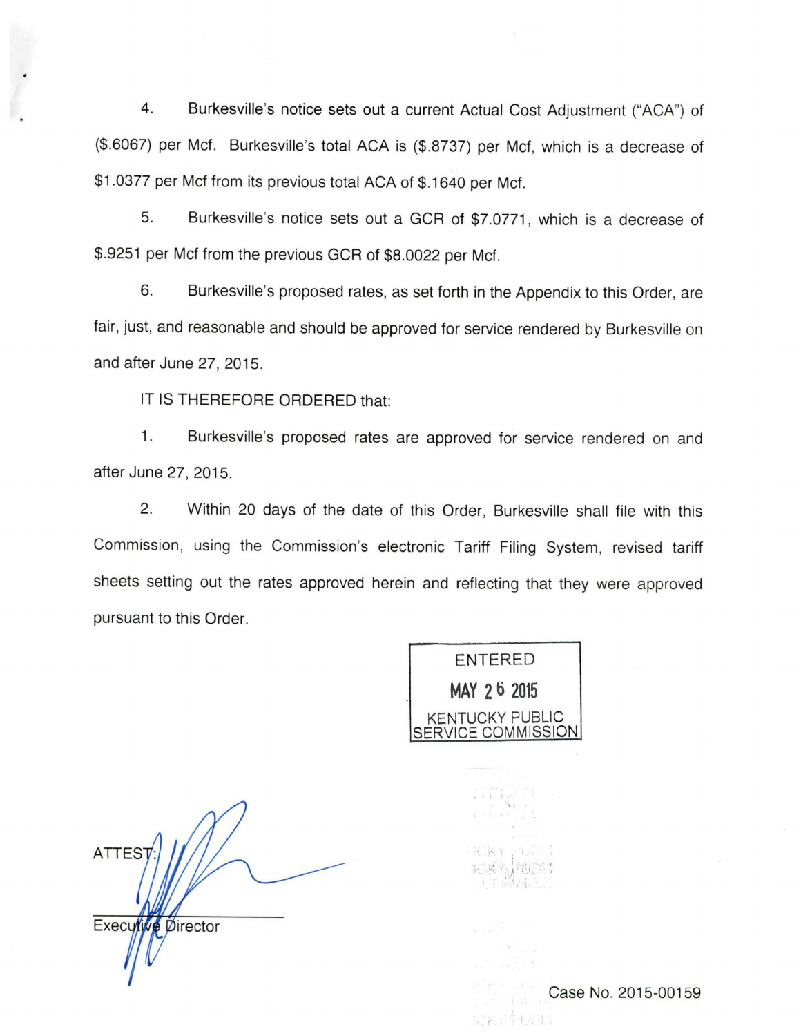4. Burkesville's notice sets out a current Actual Cost Adjustment ("ACA") of ($.6067) per Mcf. Burkesville's total ACA is ($.8737) per Mcf, which is a decrease of $1.0377 per Mcf from its previous total ACA of $.1640 per Mcf.

5. Burkesville's notice sets out a GCR of $7.0771, which is a decrease of $.9251 per Mcf from the previous GCR of $8.0022 per Mcf.

6. Burkesville's proposed rates, as set forth in the Appendix to this Order, are fair, just, and reasonable and should be approved for service rendered by Burkesville on and after June 27, 2015.

IT IS THEREFORE ORDERED that:

1. Burkesville's proposed rates are approved for service rendered on and after June 27, 2015.

2. Within 20 days of the date of this Order, Burkesville shall file with this Commission, using the Commission's electronic Tariff Filing System, revised tariff sheets setting out the rates approved herein and reflecting that they were approved pursuant to this Order.

ENTERED
MAY 26 2015
KENTUCKY PUBLIC SERVICE COMMISSION

ATTEST:

Executive Director

Case No. 2015-00159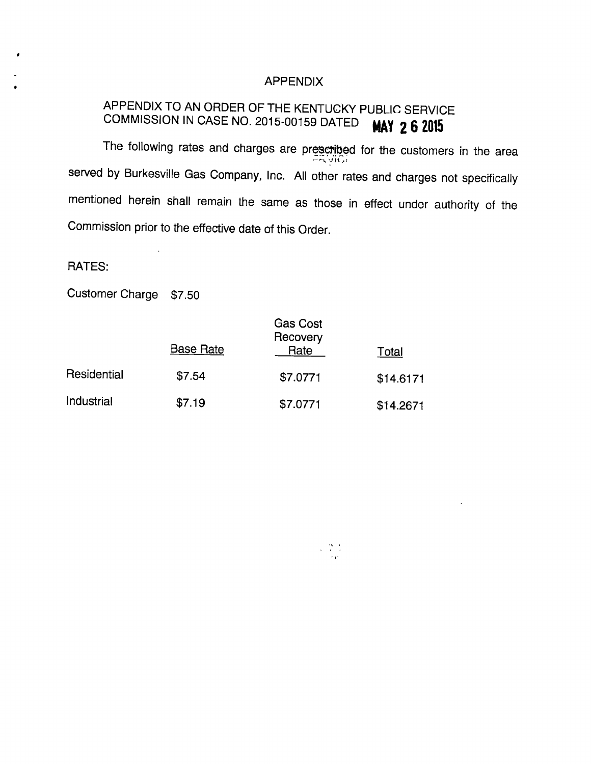# APPENDIX

## APPENDIX TO AN ORDER OF THE KENTUCKY PUBLIC SERVICE COMMISSION IN CASE NO. 2015-00159 DATED MAY 26 2015

The following rates and charges are prescribed for the customers in the area served by Burkesville Gas Company, Inc. All other rates and charges not specifically mentioned herein shall remain the same as those in effect under authority of the Commission prior to the effective date of this Order.

RATES:

Customer Charge $7.50

| | Base Rate | Gas Cost Recovery Rate | Total |
|---|---|---|---|
| Residential | $7.54 | $7.0771 | $14.6171 |
| Industrial | $7.19 | $7.0771 | $14.2671 |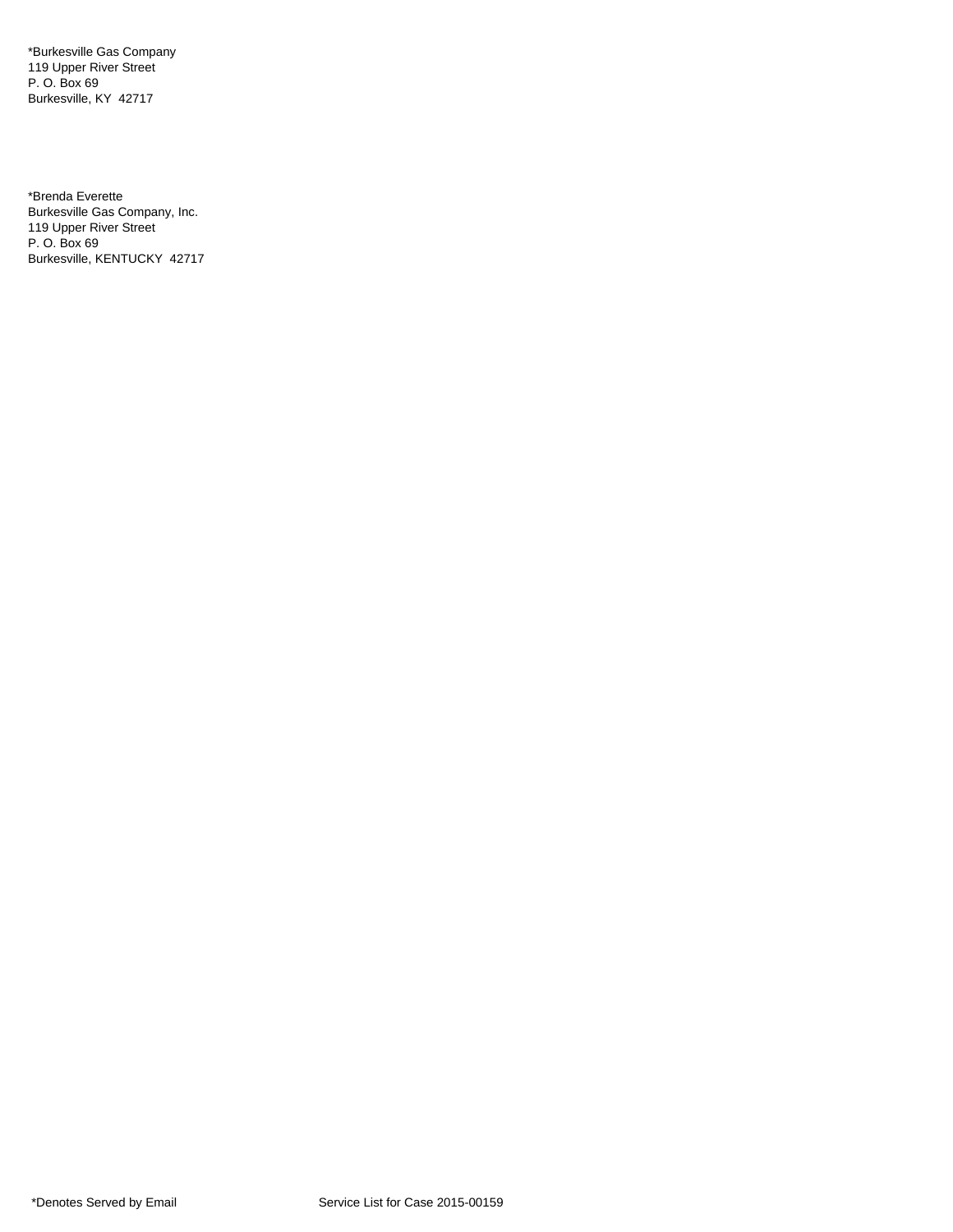*Burkesville Gas Company
119 Upper River Street
P. O. Box 69
Burkesville, KY  42717

*Brenda Everette
Burkesville Gas Company, Inc.
119 Upper River Street
P. O. Box 69
Burkesville, KENTUCKY  42717

*Denotes Served by Email

Service List for Case 2015-00159